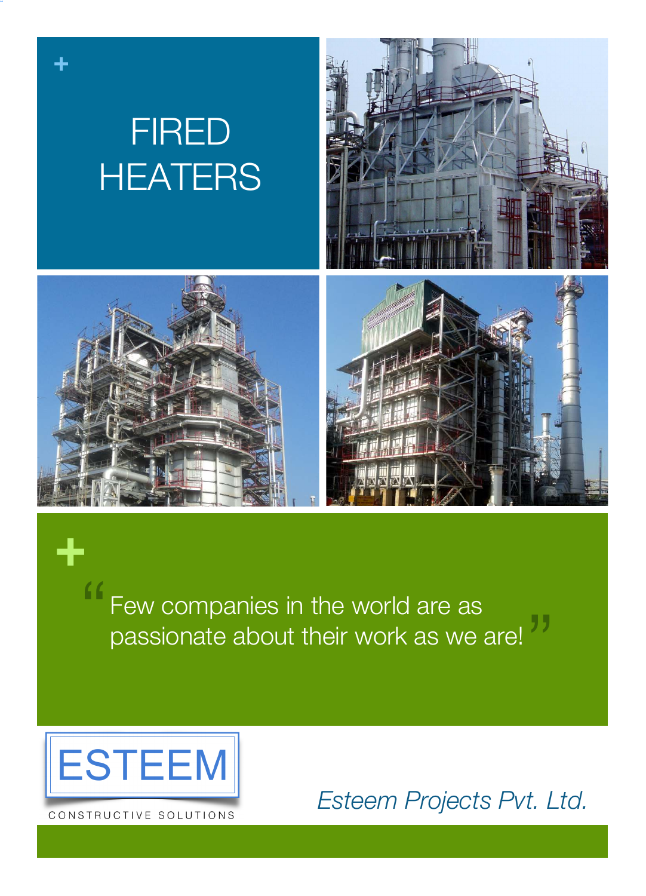# FIRED HEATERS

> "Few companies in the world are as passionate about their work as we are!"

ESTEEM

CONSTRUCTIVE SOLUTIONS

*Esteem Projects Pvt. Ltd.*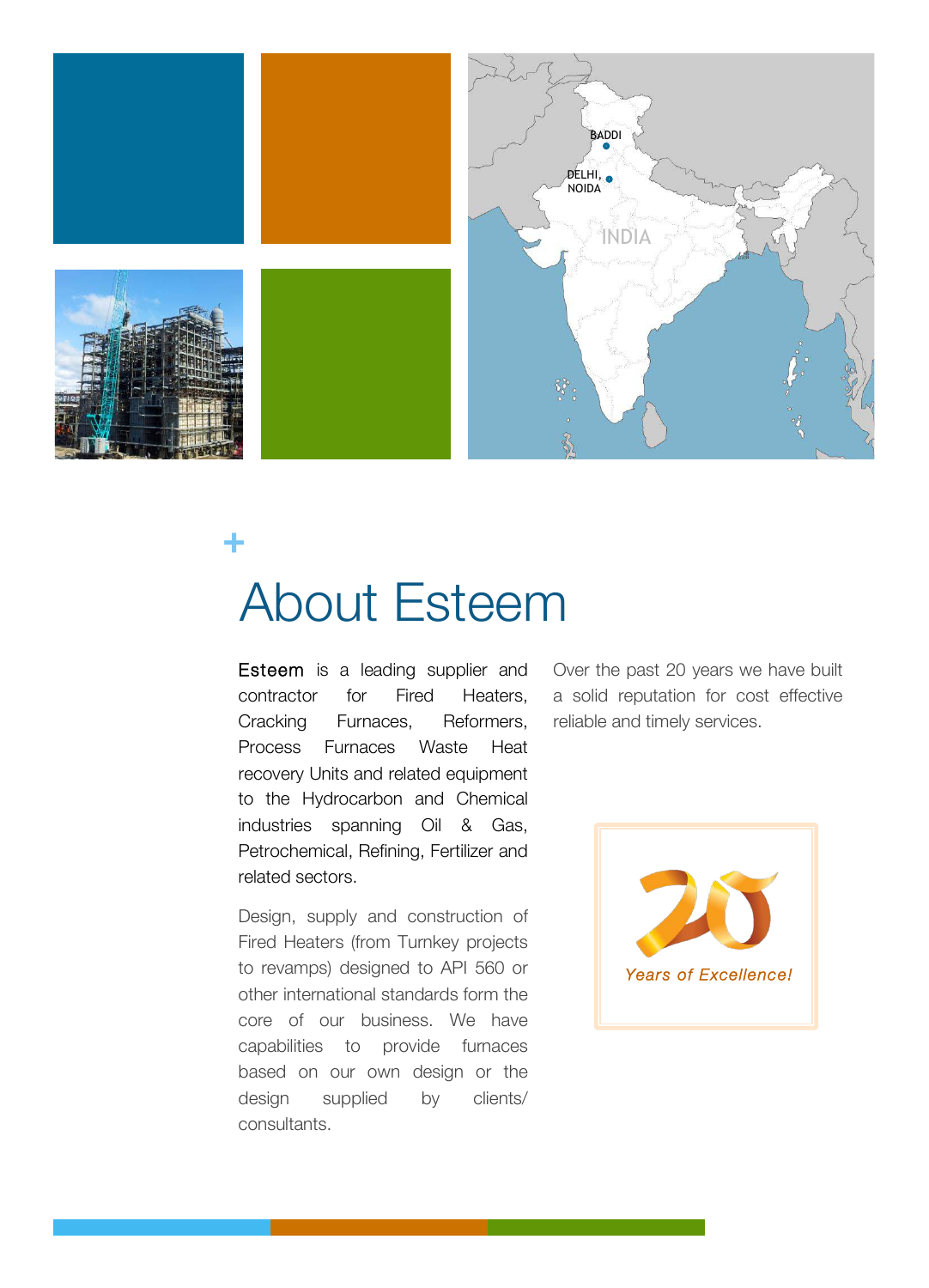# About Esteem

Esteem is a leading supplier and contractor for Fired Heaters, Cracking Furnaces, Reformers, Process Furnaces Waste Heat recovery Units and related equipment to the Hydrocarbon and Chemical industries spanning Oil & Gas, Petrochemical, Refining, Fertilizer and related sectors.

Design, supply and construction of Fired Heaters (from Turnkey projects to revamps) designed to API 560 or other international standards form the core of our business. We have capabilities to provide furnaces based on our own design or the design supplied by clients/ consultants.

Over the past 20 years we have built a solid reputation for cost effective reliable and timely services.

20 *Years of Excellence!*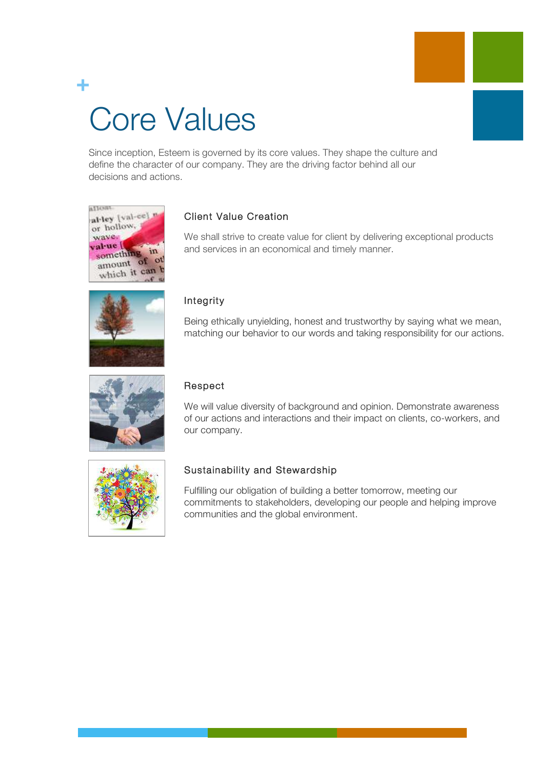# Core Values

Since inception, Esteem is governed by its core values. They shape the culture and define the character of our company. They are the driving factor behind all our decisions and actions.

### Client Value Creation

We shall strive to create value for client by delivering exceptional products and services in an economical and timely manner.

### Integrity

Being ethically unyielding, honest and trustworthy by saying what we mean, matching our behavior to our words and taking responsibility for our actions.

### Respect

We will value diversity of background and opinion. Demonstrate awareness of our actions and interactions and their impact on clients, co-workers, and our company.

### Sustainability and Stewardship

Fulfilling our obligation of building a better tomorrow, meeting our commitments to stakeholders, developing our people and helping improve communities and the global environment.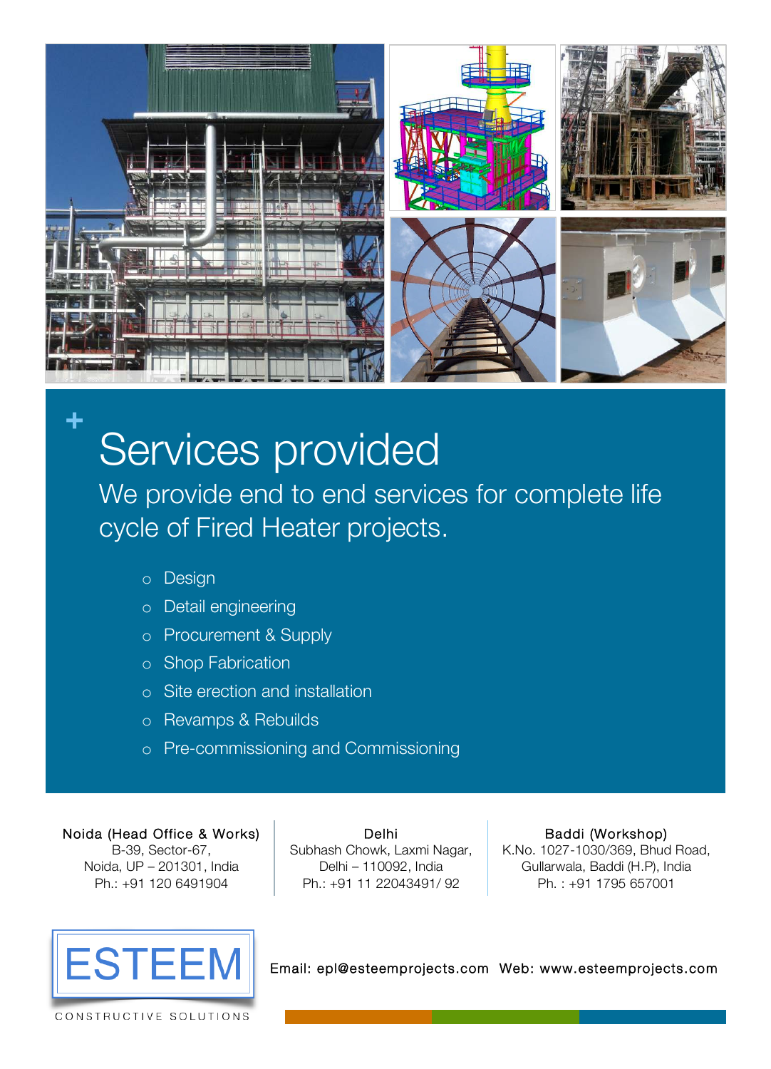# Services provided

## We provide end to end services for complete life cycle of Fired Heater projects.

- Design
- Detail engineering
- Procurement & Supply
- Shop Fabrication
- Site erection and installation
- Revamps & Rebuilds
- Pre-commissioning and Commissioning

**Noida (Head Office & Works)**
B-39, Sector-67,
Noida, UP – 201301, India
Ph.: +91 120 6491904

**Delhi**
Subhash Chowk, Laxmi Nagar,
Delhi – 110092, India
Ph.: +91 11 22043491/ 92

**Baddi (Workshop)**
K.No. 1027-1030/369, Bhud Road,
Gullarwala, Baddi (H.P), India
Ph. : +91 1795 657001

ESTEEM
CONSTRUCTIVE SOLUTIONS

Email: epl@esteemprojects.com Web: www.esteemprojects.com